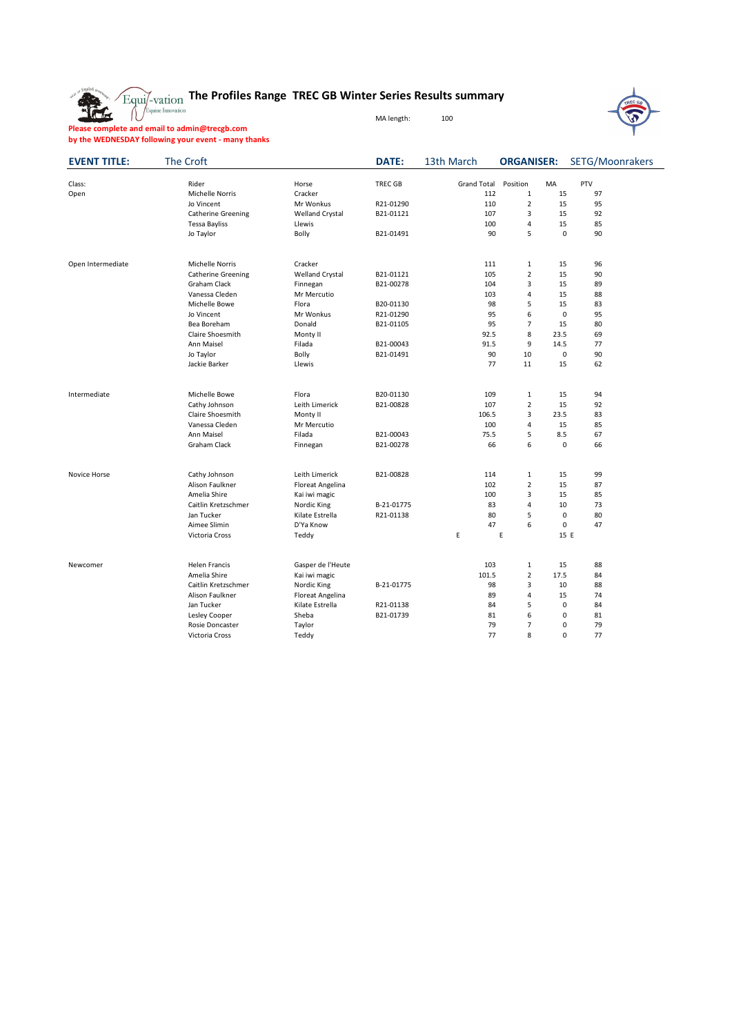# The Profiles Range TREC GB Winter Series Results summary

MA length: 100

**Please complete and email to admin@trecgb.com by the WEDNESDAY following your event - many thanks**

**EVENT TITLE:** The Croft | **DATE:** 13th March | **ORGANISER:** SETG/Moonrakers

| Class: | Rider | Horse | TREC GB | Grand Total | Position | MA | PTV |
|---|---|---|---|---|---|---|---|
| Open | Michelle Norris | Cracker | | 112 | 1 | 15 | 97 |
| | Jo Vincent | Mr Wonkus | R21-01290 | 110 | 2 | 15 | 95 |
| | Catherine Greening | Welland Crystal | B21-01121 | 107 | 3 | 15 | 92 |
| | Tessa Bayliss | Llewis | | 100 | 4 | 15 | 85 |
| | Jo Taylor | Bolly | B21-01491 | 90 | 5 | 0 | 90 |
| | | | | | | | |
| Open Intermediate | Michelle Norris | Cracker | | 111 | 1 | 15 | 96 |
| | Catherine Greening | Welland Crystal | B21-01121 | 105 | 2 | 15 | 90 |
| | Graham Clack | Finnegan | B21-00278 | 104 | 3 | 15 | 89 |
| | Vanessa Cleden | Mr Mercutio | | 103 | 4 | 15 | 88 |
| | Michelle Bowe | Flora | B20-01130 | 98 | 5 | 15 | 83 |
| | Jo Vincent | Mr Wonkus | R21-01290 | 95 | 6 | 0 | 95 |
| | Bea Boreham | Donald | B21-01105 | 95 | 7 | 15 | 80 |
| | Claire Shoesmith | Monty II | | 92.5 | 8 | 23.5 | 69 |
| | Ann Maisel | Filada | B21-00043 | 91.5 | 9 | 14.5 | 77 |
| | Jo Taylor | Bolly | B21-01491 | 90 | 10 | 0 | 90 |
| | Jackie Barker | Llewis | | 77 | 11 | 15 | 62 |
| | | | | | | | |
| Intermediate | Michelle Bowe | Flora | B20-01130 | 109 | 1 | 15 | 94 |
| | Cathy Johnson | Leith Limerick | B21-00828 | 107 | 2 | 15 | 92 |
| | Claire Shoesmith | Monty II | | 106.5 | 3 | 23.5 | 83 |
| | Vanessa Cleden | Mr Mercutio | | 100 | 4 | 15 | 85 |
| | Ann Maisel | Filada | B21-00043 | 75.5 | 5 | 8.5 | 67 |
| | Graham Clack | Finnegan | B21-00278 | 66 | 6 | 0 | 66 |
| | | | | | | | |
| Novice Horse | Cathy Johnson | Leith Limerick | B21-00828 | 114 | 1 | 15 | 99 |
| | Alison Faulkner | Floreat Angelina | | 102 | 2 | 15 | 87 |
| | Amelia Shire | Kai iwi magic | | 100 | 3 | 15 | 85 |
| | Caitlin Kretzschmer | Nordic King | B-21-01775 | 83 | 4 | 10 | 73 |
| | Jan Tucker | Kilate Estrella | R21-01138 | 80 | 5 | 0 | 80 |
| | Aimee Slimin | D'Ya Know | | 47 | 6 | 0 | 47 |
| | Victoria Cross | Teddy | | E | E | 15 | E |
| | | | | | | | |
| Newcomer | Helen Francis | Gasper de l'Heute | | 103 | 1 | 15 | 88 |
| | Amelia Shire | Kai iwi magic | | 101.5 | 2 | 17.5 | 84 |
| | Caitlin Kretzschmer | Nordic King | B-21-01775 | 98 | 3 | 10 | 88 |
| | Alison Faulkner | Floreat Angelina | | 89 | 4 | 15 | 74 |
| | Jan Tucker | Kilate Estrella | R21-01138 | 84 | 5 | 0 | 84 |
| | Lesley Cooper | Sheba | B21-01739 | 81 | 6 | 0 | 81 |
| | Rosie Doncaster | Taylor | | 79 | 7 | 0 | 79 |
| | Victoria Cross | Teddy | | 77 | 8 | 0 | 77 |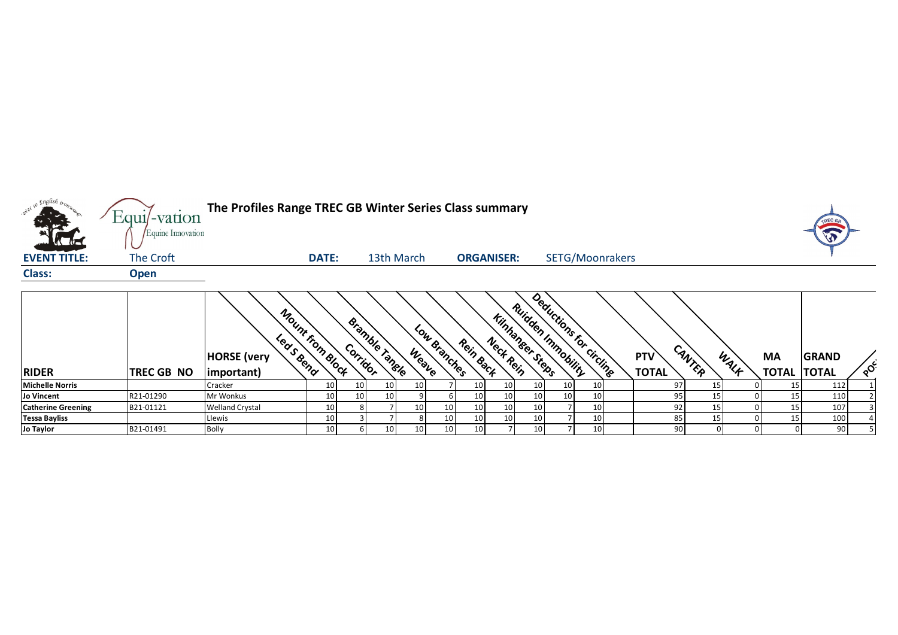# The Profiles Range TREC GB Winter Series Class summary

**EVENT TITLE:** The Croft **DATE:** 13th March **ORGANISER:** SETG/Moonrakers

**Class:** Open

| RIDER | TREC GB NO | HORSE (very important) | Led S Bend | Mount from Block | Corridor | Bramble Tangle | Weave | Low Branches | Rein Back | Neck Rein | Kilnhanger Steps | Ruidden Immobility | Deductions for circling | PTV TOTAL | CANTER | WALK | MA TOTAL | GRAND TOTAL | POS |
|---|---|---|---|---|---|---|---|---|---|---|---|---|---|---|---|---|---|---|---|
| **Michelle Norris** | | Cracker | 10 | 10 | 10 | 10 | 7 | 10 | 10 | 10 | 10 | 10 | | 97 | 15 | 0 | 15 | 112 | 1 |
| **Jo Vincent** | R21-01290 | Mr Wonkus | 10 | 10 | 10 | 9 | 6 | 10 | 10 | 10 | 10 | 10 | | 95 | 15 | 0 | 15 | 110 | 2 |
| **Catherine Greening** | B21-01121 | Welland Crystal | 10 | 8 | 7 | 10 | 10 | 10 | 10 | 10 | 7 | 10 | | 92 | 15 | 0 | 15 | 107 | 3 |
| **Tessa Bayliss** | | Llewis | 10 | 3 | 7 | 8 | 10 | 10 | 10 | 10 | 7 | 10 | | 85 | 15 | 0 | 15 | 100 | 4 |
| **Jo Taylor** | B21-01491 | Bolly | 10 | 6 | 10 | 10 | 10 | 10 | 7 | 10 | 7 | 10 | | 90 | 0 | 0 | 0 | 90 | 5 |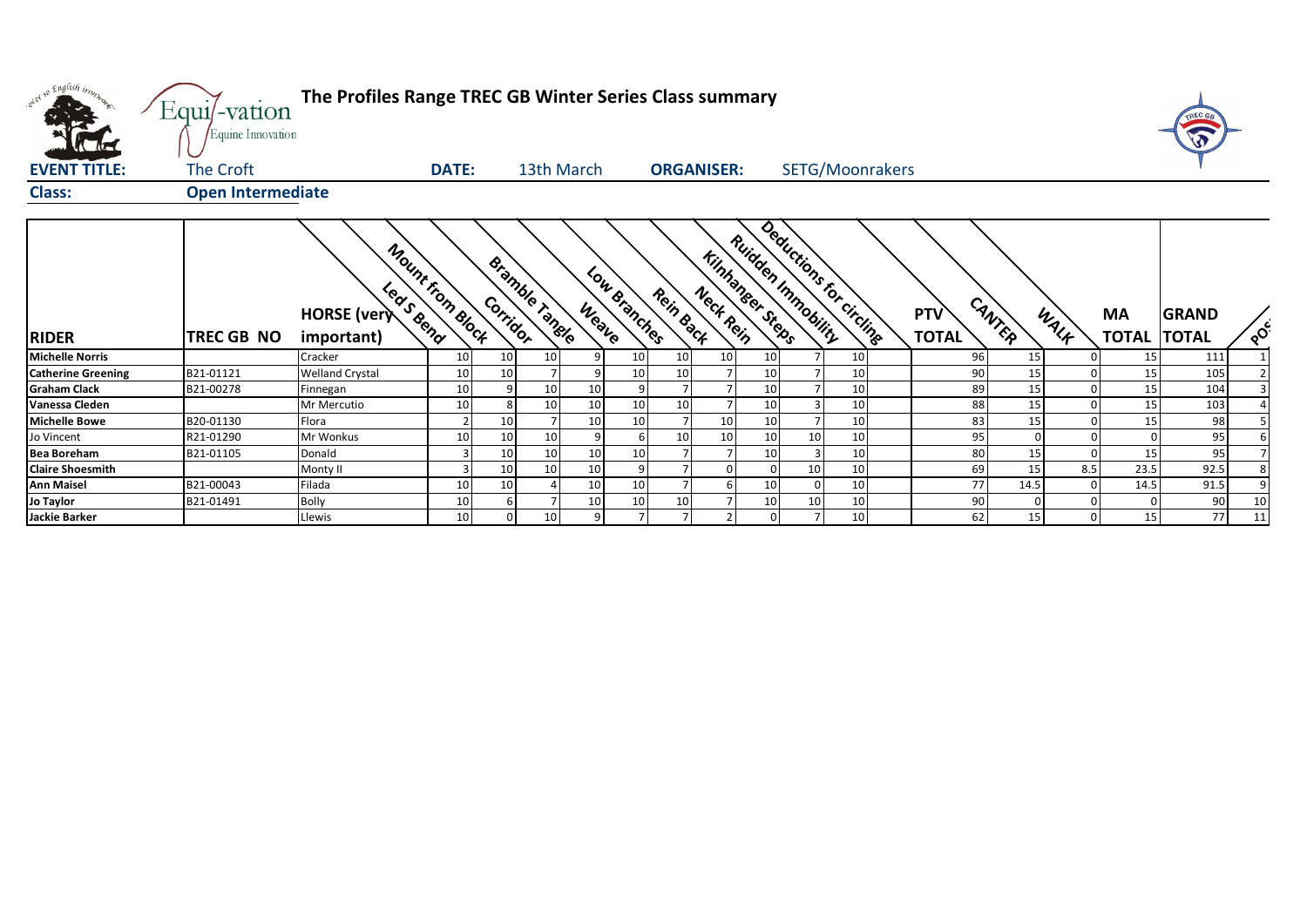# The Profiles Range TREC GB Winter Series Class summary

**EVENT TITLE:** The Croft **DATE:** 13th March **ORGANISER:** SETG/Moonrakers

**Class:** **Open Intermediate**

| RIDER | TREC GB NO | HORSE (very important) | Mount from Block | Led S Bend | Corridor | Bramble Tangle | Weave | Low Branches | Rein Back | Neck Rein | Kilnhanger Steps | Ruidden Immobility | Deductions for circling | PTV TOTAL | CANTER | WALK | MA TOTAL | GRAND TOTAL | POS |
|---|---|---|---|---|---|---|---|---|---|---|---|---|---|---|---|---|---|---|---|
| **Michelle Norris** | | Cracker | 10 | 10 | 10 | 9 | 10 | 10 | 10 | 10 | 7 | 10 | | 96 | 15 | 0 | 15 | 111 | 1 |
| **Catherine Greening** | B21-01121 | Welland Crystal | 10 | 10 | 7 | 9 | 10 | 10 | 7 | 10 | 7 | 10 | | 90 | 15 | 0 | 15 | 105 | 2 |
| **Graham Clack** | B21-00278 | Finnegan | 10 | 9 | 10 | 10 | 9 | 7 | 7 | 10 | 7 | 10 | | 89 | 15 | 0 | 15 | 104 | 3 |
| **Vanessa Cleden** | | Mr Mercutio | 10 | 8 | 10 | 10 | 10 | 10 | 7 | 10 | 3 | 10 | | 88 | 15 | 0 | 15 | 103 | 4 |
| **Michelle Bowe** | B20-01130 | Flora | 2 | 10 | 7 | 10 | 10 | 7 | 10 | 10 | 7 | 10 | | 83 | 15 | 0 | 15 | 98 | 5 |
| Jo Vincent | R21-01290 | Mr Wonkus | 10 | 10 | 10 | 9 | 6 | 10 | 10 | 10 | 10 | 10 | | 95 | 0 | 0 | 0 | 95 | 6 |
| **Bea Boreham** | B21-01105 | Donald | 3 | 10 | 10 | 10 | 10 | 7 | 7 | 10 | 3 | 10 | | 80 | 15 | 0 | 15 | 95 | 7 |
| **Claire Shoesmith** | | Monty II | 3 | 10 | 10 | 10 | 9 | 7 | 0 | 0 | 10 | 10 | | 69 | 15 | 8.5 | 23.5 | 92.5 | 8 |
| **Ann Maisel** | B21-00043 | Filada | 10 | 10 | 4 | 10 | 10 | 7 | 6 | 10 | 0 | 10 | | 77 | 14.5 | 0 | 14.5 | 91.5 | 9 |
| **Jo Taylor** | B21-01491 | Bolly | 10 | 6 | 7 | 10 | 10 | 10 | 7 | 10 | 10 | 10 | | 90 | 0 | 0 | 0 | 90 | 10 |
| **Jackie Barker** | | Llewis | 10 | 0 | 10 | 9 | 7 | 7 | 2 | 0 | 7 | 10 | | 62 | 15 | 0 | 15 | 77 | 11 |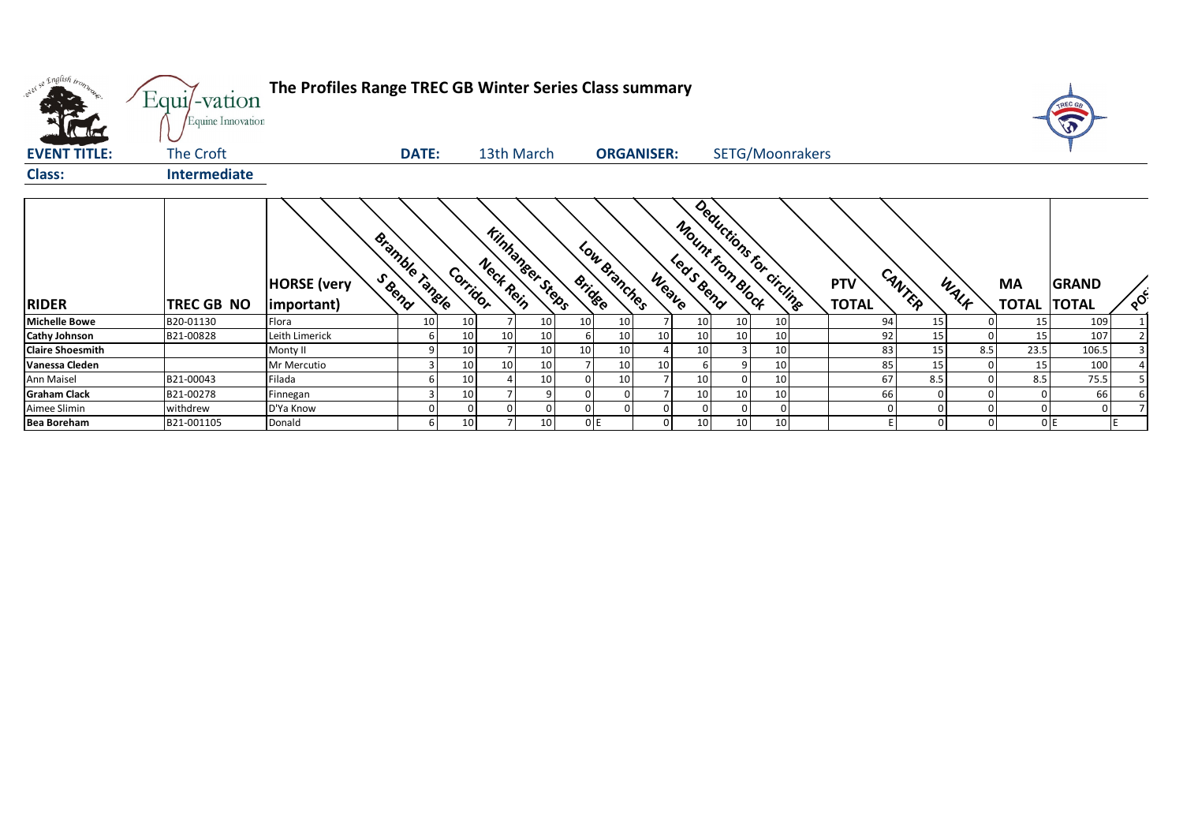# The Profiles Range TREC GB Winter Series Class summary

**EVENT TITLE:** The Croft **DATE:** 13th March **ORGANISER:** SETG/Moonrakers

**Class:** **Intermediate**

| RIDER | TREC GB NO | HORSE (very important) | S Bend | Bramble Tangle | Corridor | Neck Rein | Kilnhanger Steps | Bridge | Low Branches | Weave | Led S Bend | Mount from Block | Deductions for circling | PTV TOTAL | CANTER | WALK | MA TOTAL | GRAND TOTAL | POS |
|---|---|---|---|---|---|---|---|---|---|---|---|---|---|---|---|---|---|---|---|
| **Michelle Bowe** | B20-01130 | Flora | 10 | 10 | 7 | 10 | 10 | 10 | 7 | 10 | 10 | 10 | | 94 | 15 | 0 | 15 | 109 | 1 |
| **Cathy Johnson** | B21-00828 | Leith Limerick | 6 | 10 | 10 | 10 | 6 | 10 | 10 | 10 | 10 | 10 | | 92 | 15 | 0 | 15 | 107 | 2 |
| **Claire Shoesmith** | | Monty II | 9 | 10 | 7 | 10 | 10 | 10 | 4 | 10 | 3 | 10 | | 83 | 15 | 8.5 | 23.5 | 106.5 | 3 |
| **Vanessa Cleden** | | Mr Mercutio | 3 | 10 | 10 | 10 | 7 | 10 | 10 | 6 | 9 | 10 | | 85 | 15 | 0 | 15 | 100 | 4 |
| Ann Maisel | B21-00043 | Filada | 6 | 10 | 4 | 10 | 0 | 10 | 7 | 10 | 0 | 10 | | 67 | 8.5 | 0 | 8.5 | 75.5 | 5 |
| **Graham Clack** | B21-00278 | Finnegan | 3 | 10 | 7 | 9 | 0 | 0 | 7 | 10 | 10 | 10 | | 66 | 0 | 0 | 0 | 66 | 6 |
| Aimee Slimin | withdrew | D'Ya Know | 0 | 0 | 0 | 0 | 0 | 0 | 0 | 0 | 0 | 0 | | 0 | 0 | 0 | 0 | 0 | 7 |
| **Bea Boreham** | B21-001105 | Donald | 6 | 10 | 7 | 10 | 0 | E | 0 | 10 | 10 | 10 | | E | 0 | 0 | 0 | E | E |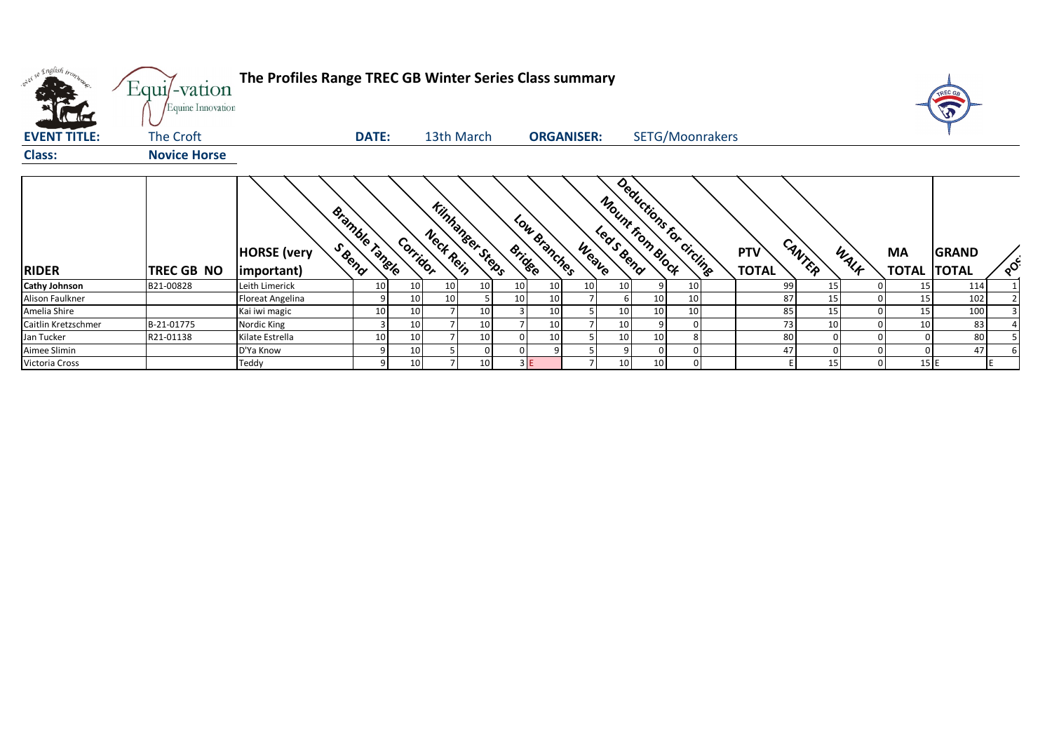**The Profiles Range TREC GB Winter Series Class summary**

| EVENT TITLE: | The Croft | DATE: | 13th March | ORGANISER: | SETG/Moonrakers |
|---|---|---|---|---|---|
| **Class:** | **Novice Horse** | | | | |

| RIDER | TREC GB NO | HORSE (very important) | S Bend | Bramble Tangle | Corridor | Neck Rein | Kilnhanger Steps | Bridge | Low Branches | Weave | Led S Bend | Mount from Block | Deductions for circling | PTV TOTAL | CANTER | WALK | MA TOTAL | GRAND TOTAL | POS |
|---|---|---|---|---|---|---|---|---|---|---|---|---|---|---|---|---|---|---|---|
| **Cathy Johnson** | B21-00828 | Leith Limerick | 10 | 10 | 10 | 10 | 10 | 10 | 10 | 10 | 9 | 10 | | 99 | 15 | 0 | 15 | 114 | 1 |
| Alison Faulkner | | Floreat Angelina | 9 | 10 | 10 | 5 | 10 | 10 | 7 | 6 | 10 | 10 | | 87 | 15 | 0 | 15 | 102 | 2 |
| Amelia Shire | | Kai iwi magic | 10 | 10 | 7 | 10 | 3 | 10 | 5 | 10 | 10 | 10 | | 85 | 15 | 0 | 15 | 100 | 3 |
| Caitlin Kretzschmer | B-21-01775 | Nordic King | 3 | 10 | 7 | 10 | 7 | 10 | 7 | 10 | 9 | 0 | | 73 | 10 | 0 | 10 | 83 | 4 |
| Jan Tucker | R21-01138 | Kilate Estrella | 10 | 10 | 7 | 10 | 0 | 10 | 5 | 10 | 10 | 8 | | 80 | 0 | 0 | 0 | 80 | 5 |
| Aimee Slimin | | D'Ya Know | 9 | 10 | 5 | 0 | 0 | 9 | 5 | 9 | 0 | 0 | | 47 | 0 | 0 | 0 | 47 | 6 |
| Victoria Cross | | Teddy | 9 | 10 | 7 | 10 | 3 | E | 7 | 10 | 10 | 0 | | E | 15 | 0 | 15 | E | E |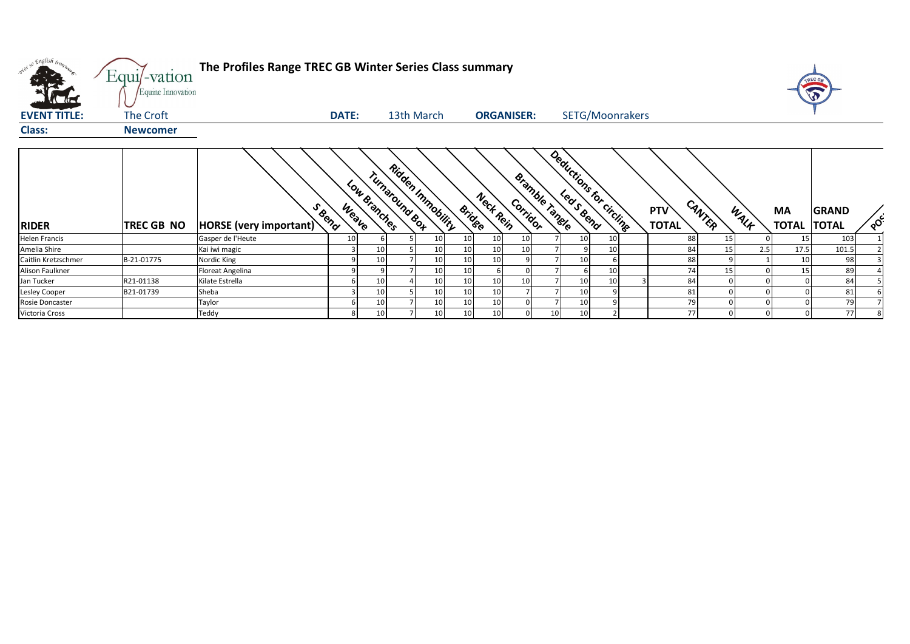# The Profiles Range TREC GB Winter Series Class summary

**EVENT TITLE:** The Croft **DATE:** 13th March **ORGANISER:** SETG/Moonrakers

**Class:** **Newcomer**

| RIDER | TREC GB NO | HORSE (very important) | S Bend | Weave | Low Branches | Turnaround Box | Ridden Immobility | Bridge | Neck Rein | Corridor | Bramble Tangle | Led S Bend | Deductions for circling | PTV TOTAL | CANTER | WALK | MA TOTAL | GRAND TOTAL | POS. |
|---|---|---|---|---|---|---|---|---|---|---|---|---|---|---|---|---|---|---|---|
| Helen Francis | | Gasper de l'Heute | 10 | 6 | 5 | 10 | 10 | 10 | 10 | 7 | 10 | 10 | | 88 | 15 | 0 | 15 | 103 | 1 |
| Amelia Shire | | Kai iwi magic | 3 | 10 | 5 | 10 | 10 | 10 | 10 | 7 | 9 | 10 | | 84 | 15 | 2.5 | 17.5 | 101.5 | 2 |
| Caitlin Kretzschmer | B-21-01775 | Nordic King | 9 | 10 | 7 | 10 | 10 | 10 | 9 | 7 | 10 | 6 | | 88 | 9 | 1 | 10 | 98 | 3 |
| Alison Faulkner | | Floreat Angelina | 9 | 9 | 7 | 10 | 10 | 6 | 0 | 7 | 6 | 10 | | 74 | 15 | 0 | 15 | 89 | 4 |
| Jan Tucker | R21-01138 | Kilate Estrella | 6 | 10 | 4 | 10 | 10 | 10 | 10 | 7 | 10 | 10 | 3 | 84 | 0 | 0 | 0 | 84 | 5 |
| Lesley Cooper | B21-01739 | Sheba | 3 | 10 | 5 | 10 | 10 | 10 | 7 | 7 | 10 | 9 | | 81 | 0 | 0 | 0 | 81 | 6 |
| Rosie Doncaster | | Taylor | 6 | 10 | 7 | 10 | 10 | 10 | 0 | 7 | 10 | 9 | | 79 | 0 | 0 | 0 | 79 | 7 |
| Victoria Cross | | Teddy | 8 | 10 | 7 | 10 | 10 | 10 | 0 | 10 | 10 | 2 | | 77 | 0 | 0 | 0 | 77 | 8 |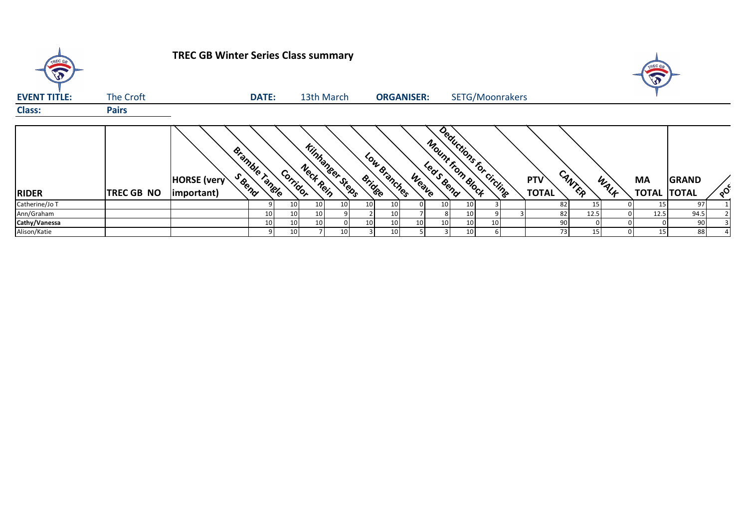# TREC GB Winter Series Class summary

**EVENT TITLE:** The Croft **DATE:** 13th March **ORGANISER:** SETG/Moonrakers

**Class:** **Pairs**

| RIDER | TREC GB NO | HORSE (very important) | S Bend | Bramble Tangle | Corridor | Neck Rein | Kilnhanger Steps | Bridge | Low Branches | Weave | Led S Bend | Mount from Block | Deductions for circling | PTV TOTAL | CANTER | WALK | MA TOTAL | GRAND TOTAL | POS |
|---|---|---|---|---|---|---|---|---|---|---|---|---|---|---|---|---|---|---|---|
| Catherine/Jo T | | | 9 | 10 | 10 | 10 | 10 | 10 | 0 | 10 | 10 | 3 | | 82 | 15 | 0 | 15 | 97 | 1 |
| Ann/Graham | | | 10 | 10 | 10 | 9 | 2 | 10 | 7 | 8 | 10 | 9 | 3 | 82 | 12.5 | 0 | 12.5 | 94.5 | 2 |
| **Cathy/Vanessa** | | | 10 | 10 | 10 | 0 | 10 | 10 | 10 | 10 | 10 | 10 | | 90 | 0 | 0 | 0 | 90 | 3 |
| Alison/Katie | | | 9 | 10 | 7 | 10 | 3 | 10 | 5 | 3 | 10 | 6 | | 73 | 15 | 0 | 15 | 88 | 4 |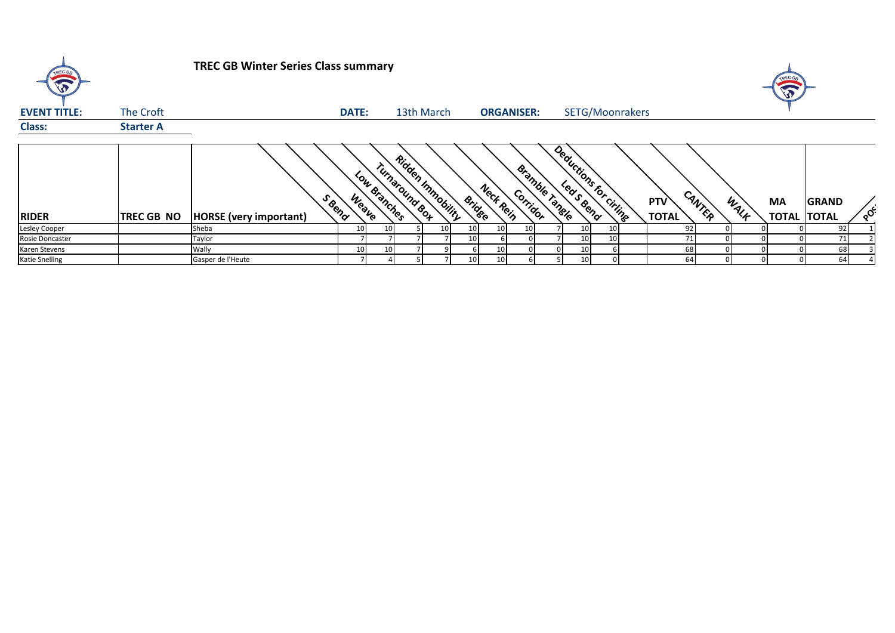# TREC GB Winter Series Class summary

**EVENT TITLE:** The Croft **DATE:** 13th March **ORGANISER:** SETG/Moonrakers

**Class:** **Starter A**

| RIDER | TREC GB NO | HORSE (very important) | S Bend | Weave | Low Branches | Turnaround Box | Ridden Immobility | Bridge | Neck Rein | Corridor | Bramble Tangle | Led S Bend | Deductions for ciriing | PTV TOTAL | CANTER | WALK | MA TOTAL | GRAND TOTAL | POS |
|---|---|---|---|---|---|---|---|---|---|---|---|---|---|---|---|---|---|---|---|
| Lesley Cooper | | Sheba | 10 | 10 | 5 | 10 | 10 | 10 | 10 | 7 | 10 | 10 | | 92 | 0 | 0 | 0 | 92 | 1 |
| Rosie Doncaster | | Taylor | 7 | 7 | 7 | 7 | 10 | 6 | 0 | 7 | 10 | 10 | | 71 | 0 | 0 | 0 | 71 | 2 |
| Karen Stevens | | Wally | 10 | 10 | 7 | 9 | 6 | 10 | 0 | 0 | 10 | 6 | | 68 | 0 | 0 | 0 | 68 | 3 |
| Katie Snelling | | Gasper de l'Heute | 7 | 4 | 5 | 7 | 10 | 10 | 6 | 5 | 10 | 0 | | 64 | 0 | 0 | 0 | 64 | 4 |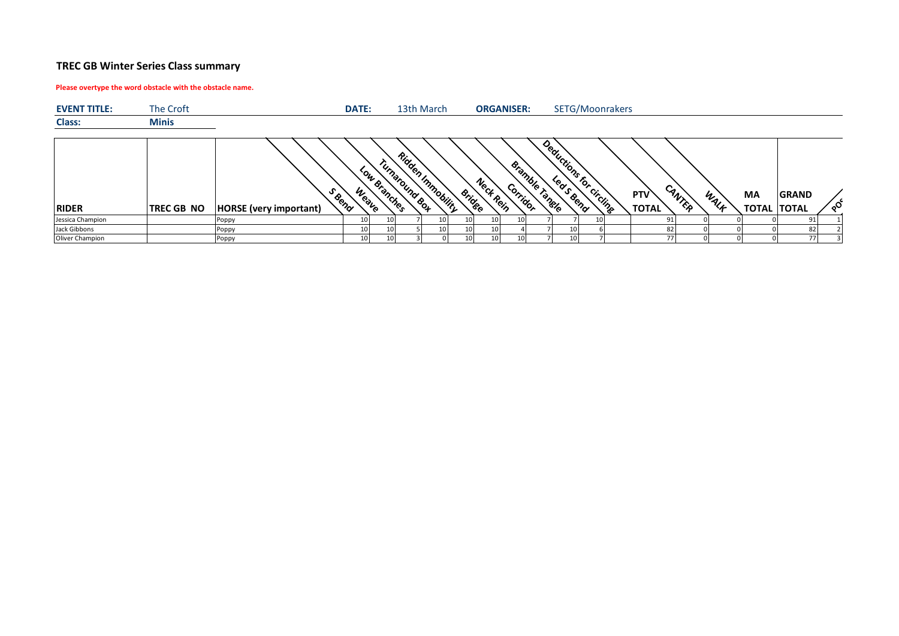## TREC GB Winter Series Class summary

**Please overtype the word obstacle with the obstacle name.**

| **EVENT TITLE:** | The Croft | **DATE:** | 13th March | **ORGANISER:** | SETG/Moonrakers |
|---|---|---|---|---|---|
| **Class:** | **Minis** | | | | |

| RIDER | TREC GB NO | HORSE (very important) | S Bend | Weave | Low Branches | Turnaround Box | Ridden Immobility | Bridge | Neck Rein | Corridor | Bramble Tangle | Led S Bend | Deductions for circling | PTV TOTAL | CANTER | WALK | MA TOTAL | GRAND TOTAL | POS |
|---|---|---|---|---|---|---|---|---|---|---|---|---|---|---|---|---|---|---|---|
| Jessica Champion | | Poppy | 10 | 10 | 7 | 10 | 10 | 10 | 10 | 7 | 7 | 10 | | 91 | 0 | 0 | 0 | 91 | 1 |
| Jack Gibbons | | Poppy | 10 | 10 | 5 | 10 | 10 | 10 | 4 | 7 | 10 | 6 | | 82 | 0 | 0 | 0 | 82 | 2 |
| Oliver Champion | | Poppy | 10 | 10 | 3 | 0 | 10 | 10 | 10 | 7 | 10 | 7 | | 77 | 0 | 0 | 0 | 77 | 3 |